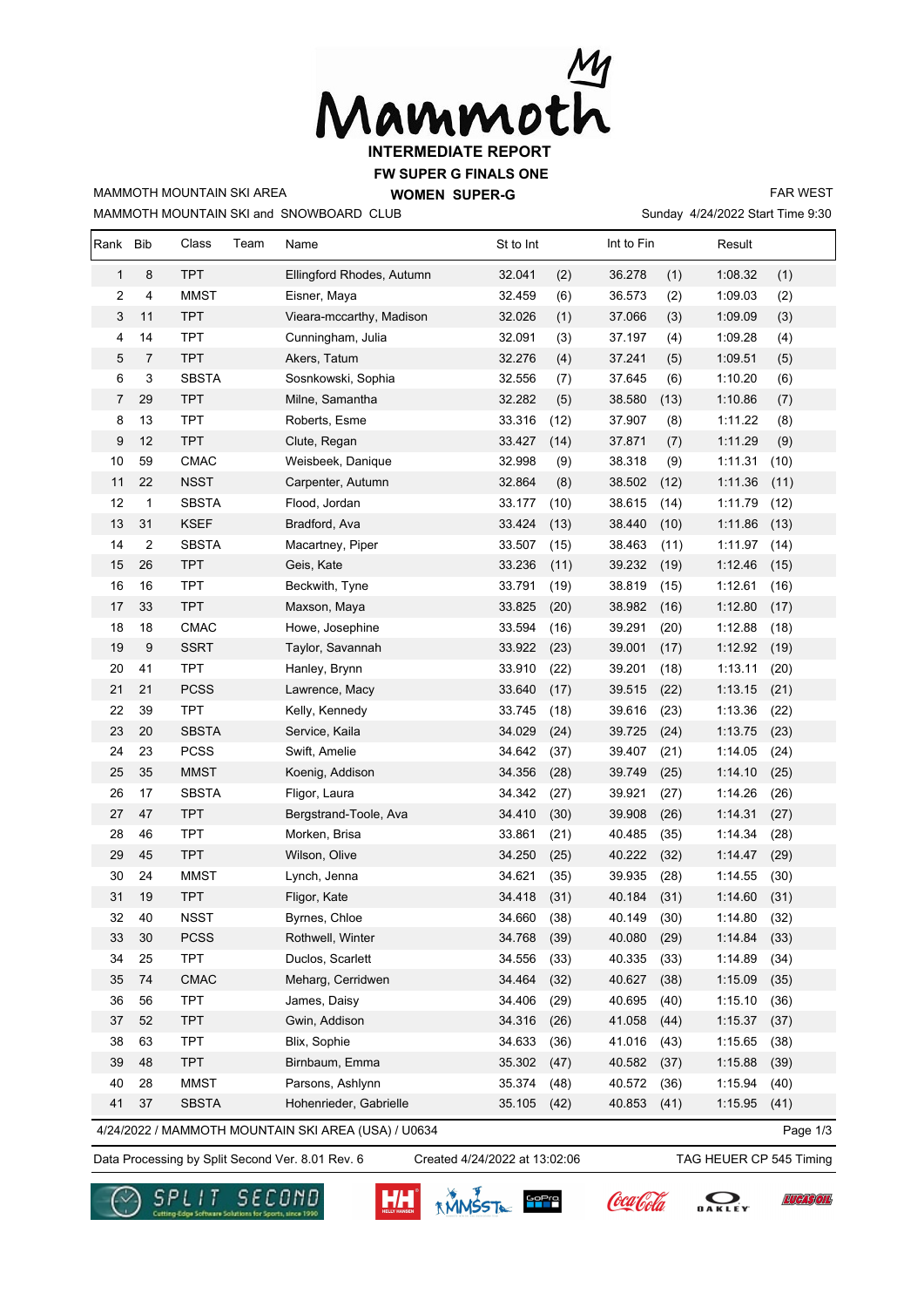# Mammoth

## INTERMEDIATE REPORT

### FW SUPER G FINALS ONE

MAMMOTH MOUNTAIN SKI AREA — **WOMEN SUPER-G** — FAR WEST

MAMMOTH MOUNTAIN SKI and SNOWBOARD CLUB — Sunday 4/24/2022 Start Time 9:30

| Rank | Bib | Class | Team | Name | St to Int | | Int to Fin | | Result | |
|---|---|---|---|---|---|---|---|---|---|---|
| 1 | 8 | TPT | | Ellingford Rhodes, Autumn | 32.041 | (2) | 36.278 | (1) | 1:08.32 | (1) |
| 2 | 4 | MMST | | Eisner, Maya | 32.459 | (6) | 36.573 | (2) | 1:09.03 | (2) |
| 3 | 11 | TPT | | Vieara-mccarthy, Madison | 32.026 | (1) | 37.066 | (3) | 1:09.09 | (3) |
| 4 | 14 | TPT | | Cunningham, Julia | 32.091 | (3) | 37.197 | (4) | 1:09.28 | (4) |
| 5 | 7 | TPT | | Akers, Tatum | 32.276 | (4) | 37.241 | (5) | 1:09.51 | (5) |
| 6 | 3 | SBSTA | | Sosnkowski, Sophia | 32.556 | (7) | 37.645 | (6) | 1:10.20 | (6) |
| 7 | 29 | TPT | | Milne, Samantha | 32.282 | (5) | 38.580 | (13) | 1:10.86 | (7) |
| 8 | 13 | TPT | | Roberts, Esme | 33.316 | (12) | 37.907 | (8) | 1:11.22 | (8) |
| 9 | 12 | TPT | | Clute, Regan | 33.427 | (14) | 37.871 | (7) | 1:11.29 | (9) |
| 10 | 59 | CMAC | | Weisbeek, Danique | 32.998 | (9) | 38.318 | (9) | 1:11.31 | (10) |
| 11 | 22 | NSST | | Carpenter, Autumn | 32.864 | (8) | 38.502 | (12) | 1:11.36 | (11) |
| 12 | 1 | SBSTA | | Flood, Jordan | 33.177 | (10) | 38.615 | (14) | 1:11.79 | (12) |
| 13 | 31 | KSEF | | Bradford, Ava | 33.424 | (13) | 38.440 | (10) | 1:11.86 | (13) |
| 14 | 2 | SBSTA | | Macartney, Piper | 33.507 | (15) | 38.463 | (11) | 1:11.97 | (14) |
| 15 | 26 | TPT | | Geis, Kate | 33.236 | (11) | 39.232 | (19) | 1:12.46 | (15) |
| 16 | 16 | TPT | | Beckwith, Tyne | 33.791 | (19) | 38.819 | (15) | 1:12.61 | (16) |
| 17 | 33 | TPT | | Maxson, Maya | 33.825 | (20) | 38.982 | (16) | 1:12.80 | (17) |
| 18 | 18 | CMAC | | Howe, Josephine | 33.594 | (16) | 39.291 | (20) | 1:12.88 | (18) |
| 19 | 9 | SSRT | | Taylor, Savannah | 33.922 | (23) | 39.001 | (17) | 1:12.92 | (19) |
| 20 | 41 | TPT | | Hanley, Brynn | 33.910 | (22) | 39.201 | (18) | 1:13.11 | (20) |
| 21 | 21 | PCSS | | Lawrence, Macy | 33.640 | (17) | 39.515 | (22) | 1:13.15 | (21) |
| 22 | 39 | TPT | | Kelly, Kennedy | 33.745 | (18) | 39.616 | (23) | 1:13.36 | (22) |
| 23 | 20 | SBSTA | | Service, Kaila | 34.029 | (24) | 39.725 | (24) | 1:13.75 | (23) |
| 24 | 23 | PCSS | | Swift, Amelie | 34.642 | (37) | 39.407 | (21) | 1:14.05 | (24) |
| 25 | 35 | MMST | | Koenig, Addison | 34.356 | (28) | 39.749 | (25) | 1:14.10 | (25) |
| 26 | 17 | SBSTA | | Fligor, Laura | 34.342 | (27) | 39.921 | (27) | 1:14.26 | (26) |
| 27 | 47 | TPT | | Bergstrand-Toole, Ava | 34.410 | (30) | 39.908 | (26) | 1:14.31 | (27) |
| 28 | 46 | TPT | | Morken, Brisa | 33.861 | (21) | 40.485 | (35) | 1:14.34 | (28) |
| 29 | 45 | TPT | | Wilson, Olive | 34.250 | (25) | 40.222 | (32) | 1:14.47 | (29) |
| 30 | 24 | MMST | | Lynch, Jenna | 34.621 | (35) | 39.935 | (28) | 1:14.55 | (30) |
| 31 | 19 | TPT | | Fligor, Kate | 34.418 | (31) | 40.184 | (31) | 1:14.60 | (31) |
| 32 | 40 | NSST | | Byrnes, Chloe | 34.660 | (38) | 40.149 | (30) | 1:14.80 | (32) |
| 33 | 30 | PCSS | | Rothwell, Winter | 34.768 | (39) | 40.080 | (29) | 1:14.84 | (33) |
| 34 | 25 | TPT | | Duclos, Scarlett | 34.556 | (33) | 40.335 | (33) | 1:14.89 | (34) |
| 35 | 74 | CMAC | | Meharg, Cerridwen | 34.464 | (32) | 40.627 | (38) | 1:15.09 | (35) |
| 36 | 56 | TPT | | James, Daisy | 34.406 | (29) | 40.695 | (40) | 1:15.10 | (36) |
| 37 | 52 | TPT | | Gwin, Addison | 34.316 | (26) | 41.058 | (44) | 1:15.37 | (37) |
| 38 | 63 | TPT | | Blix, Sophie | 34.633 | (36) | 41.016 | (43) | 1:15.65 | (38) |
| 39 | 48 | TPT | | Birnbaum, Emma | 35.302 | (47) | 40.582 | (37) | 1:15.88 | (39) |
| 40 | 28 | MMST | | Parsons, Ashlynn | 35.374 | (48) | 40.572 | (36) | 1:15.94 | (40) |
| 41 | 37 | SBSTA | | Hohenrieder, Gabrielle | 35.105 | (42) | 40.853 | (41) | 1:15.95 | (41) |

4/24/2022 / MAMMOTH MOUNTAIN SKI AREA (USA) / U0634

Data Processing by Split Second Ver. 8.01 Rev. 6 — Created 4/24/2022 at 13:02:06 — TAG HEUER CP 545 Timing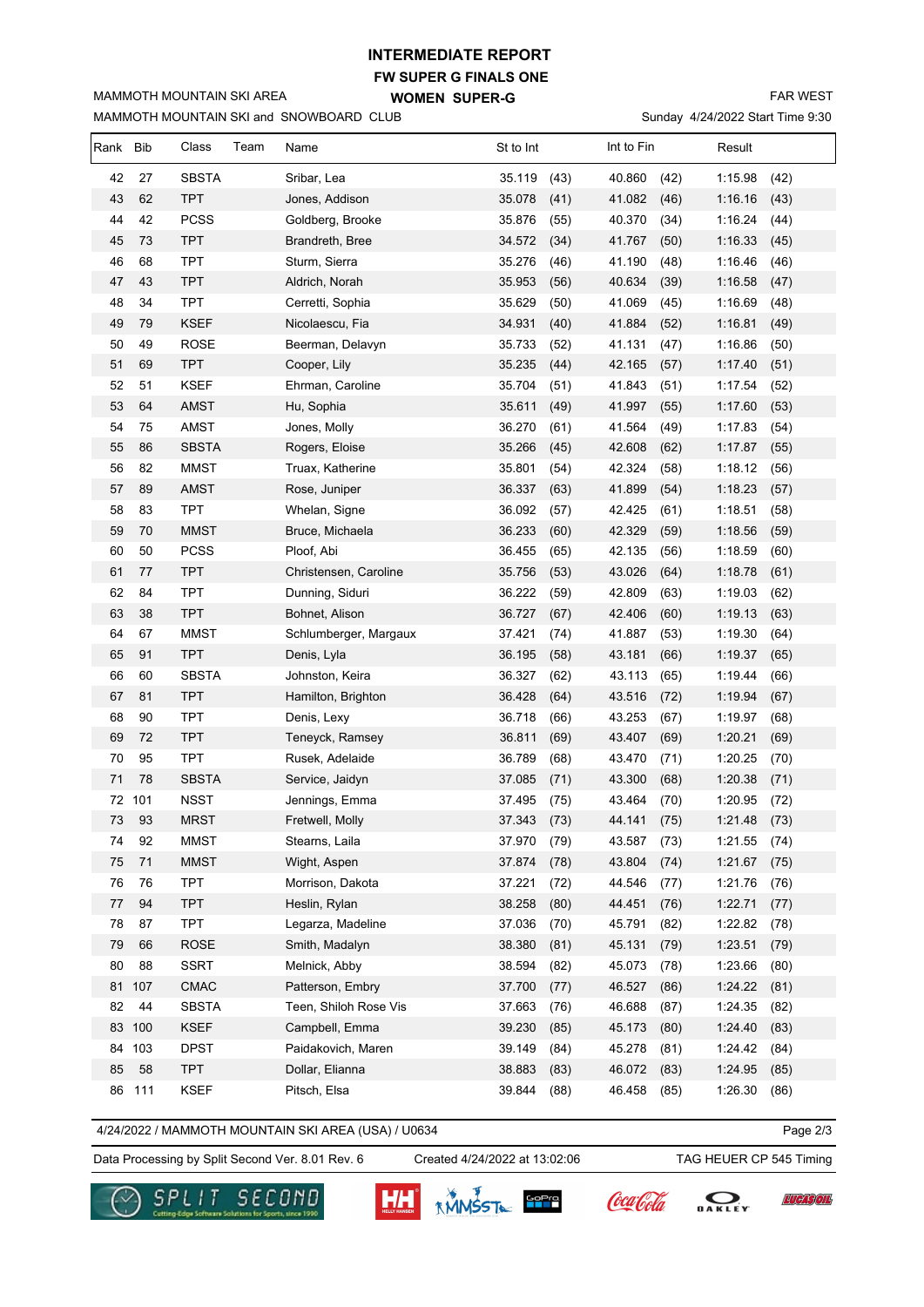# INTERMEDIATE REPORT

## FW SUPER G FINALS ONE

## WOMEN SUPER-G

MAMMOTH MOUNTAIN SKI AREA
MAMMOTH MOUNTAIN SKI and SNOWBOARD CLUB

FAR WEST
Sunday 4/24/2022 Start Time 9:30

| Rank | Bib | Class | Team | Name | St to Int | | Int to Fin | | Result | |
|---|---|---|---|---|---|---|---|---|---|---|
| 42 | 27 | SBSTA | | Sribar, Lea | 35.119 | (43) | 40.860 | (42) | 1:15.98 | (42) |
| 43 | 62 | TPT | | Jones, Addison | 35.078 | (41) | 41.082 | (46) | 1:16.16 | (43) |
| 44 | 42 | PCSS | | Goldberg, Brooke | 35.876 | (55) | 40.370 | (34) | 1:16.24 | (44) |
| 45 | 73 | TPT | | Brandreth, Bree | 34.572 | (34) | 41.767 | (50) | 1:16.33 | (45) |
| 46 | 68 | TPT | | Sturm, Sierra | 35.276 | (46) | 41.190 | (48) | 1:16.46 | (46) |
| 47 | 43 | TPT | | Aldrich, Norah | 35.953 | (56) | 40.634 | (39) | 1:16.58 | (47) |
| 48 | 34 | TPT | | Cerretti, Sophia | 35.629 | (50) | 41.069 | (45) | 1:16.69 | (48) |
| 49 | 79 | KSEF | | Nicolaescu, Fia | 34.931 | (40) | 41.884 | (52) | 1:16.81 | (49) |
| 50 | 49 | ROSE | | Beerman, Delavyn | 35.733 | (52) | 41.131 | (47) | 1:16.86 | (50) |
| 51 | 69 | TPT | | Cooper, Lily | 35.235 | (44) | 42.165 | (57) | 1:17.40 | (51) |
| 52 | 51 | KSEF | | Ehrman, Caroline | 35.704 | (51) | 41.843 | (51) | 1:17.54 | (52) |
| 53 | 64 | AMST | | Hu, Sophia | 35.611 | (49) | 41.997 | (55) | 1:17.60 | (53) |
| 54 | 75 | AMST | | Jones, Molly | 36.270 | (61) | 41.564 | (49) | 1:17.83 | (54) |
| 55 | 86 | SBSTA | | Rogers, Eloise | 35.266 | (45) | 42.608 | (62) | 1:17.87 | (55) |
| 56 | 82 | MMST | | Truax, Katherine | 35.801 | (54) | 42.324 | (58) | 1:18.12 | (56) |
| 57 | 89 | AMST | | Rose, Juniper | 36.337 | (63) | 41.899 | (54) | 1:18.23 | (57) |
| 58 | 83 | TPT | | Whelan, Signe | 36.092 | (57) | 42.425 | (61) | 1:18.51 | (58) |
| 59 | 70 | MMST | | Bruce, Michaela | 36.233 | (60) | 42.329 | (59) | 1:18.56 | (59) |
| 60 | 50 | PCSS | | Ploof, Abi | 36.455 | (65) | 42.135 | (56) | 1:18.59 | (60) |
| 61 | 77 | TPT | | Christensen, Caroline | 35.756 | (53) | 43.026 | (64) | 1:18.78 | (61) |
| 62 | 84 | TPT | | Dunning, Siduri | 36.222 | (59) | 42.809 | (63) | 1:19.03 | (62) |
| 63 | 38 | TPT | | Bohnet, Alison | 36.727 | (67) | 42.406 | (60) | 1:19.13 | (63) |
| 64 | 67 | MMST | | Schlumberger, Margaux | 37.421 | (74) | 41.887 | (53) | 1:19.30 | (64) |
| 65 | 91 | TPT | | Denis, Lyla | 36.195 | (58) | 43.181 | (66) | 1:19.37 | (65) |
| 66 | 60 | SBSTA | | Johnston, Keira | 36.327 | (62) | 43.113 | (65) | 1:19.44 | (66) |
| 67 | 81 | TPT | | Hamilton, Brighton | 36.428 | (64) | 43.516 | (72) | 1:19.94 | (67) |
| 68 | 90 | TPT | | Denis, Lexy | 36.718 | (66) | 43.253 | (67) | 1:19.97 | (68) |
| 69 | 72 | TPT | | Teneyck, Ramsey | 36.811 | (69) | 43.407 | (69) | 1:20.21 | (69) |
| 70 | 95 | TPT | | Rusek, Adelaide | 36.789 | (68) | 43.470 | (71) | 1:20.25 | (70) |
| 71 | 78 | SBSTA | | Service, Jaidyn | 37.085 | (71) | 43.300 | (68) | 1:20.38 | (71) |
| 72 | 101 | NSST | | Jennings, Emma | 37.495 | (75) | 43.464 | (70) | 1:20.95 | (72) |
| 73 | 93 | MRST | | Fretwell, Molly | 37.343 | (73) | 44.141 | (75) | 1:21.48 | (73) |
| 74 | 92 | MMST | | Stearns, Laila | 37.970 | (79) | 43.587 | (73) | 1:21.55 | (74) |
| 75 | 71 | MMST | | Wight, Aspen | 37.874 | (78) | 43.804 | (74) | 1:21.67 | (75) |
| 76 | 76 | TPT | | Morrison, Dakota | 37.221 | (72) | 44.546 | (77) | 1:21.76 | (76) |
| 77 | 94 | TPT | | Heslin, Rylan | 38.258 | (80) | 44.451 | (76) | 1:22.71 | (77) |
| 78 | 87 | TPT | | Legarza, Madeline | 37.036 | (70) | 45.791 | (82) | 1:22.82 | (78) |
| 79 | 66 | ROSE | | Smith, Madalyn | 38.380 | (81) | 45.131 | (79) | 1:23.51 | (79) |
| 80 | 88 | SSRT | | Melnick, Abby | 38.594 | (82) | 45.073 | (78) | 1:23.66 | (80) |
| 81 | 107 | CMAC | | Patterson, Embry | 37.700 | (77) | 46.527 | (86) | 1:24.22 | (81) |
| 82 | 44 | SBSTA | | Teen, Shiloh Rose Vis | 37.663 | (76) | 46.688 | (87) | 1:24.35 | (82) |
| 83 | 100 | KSEF | | Campbell, Emma | 39.230 | (85) | 45.173 | (80) | 1:24.40 | (83) |
| 84 | 103 | DPST | | Paidakovich, Maren | 39.149 | (84) | 45.278 | (81) | 1:24.42 | (84) |
| 85 | 58 | TPT | | Dollar, Elianna | 38.883 | (83) | 46.072 | (83) | 1:24.95 | (85) |
| 86 | 111 | KSEF | | Pitsch, Elsa | 39.844 | (88) | 46.458 | (85) | 1:26.30 | (86) |

4/24/2022 / MAMMOTH MOUNTAIN SKI AREA (USA) / U0634

Data Processing by Split Second Ver. 8.01 Rev. 6 | Created 4/24/2022 at 13:02:06 | TAG HEUER CP 545 Timing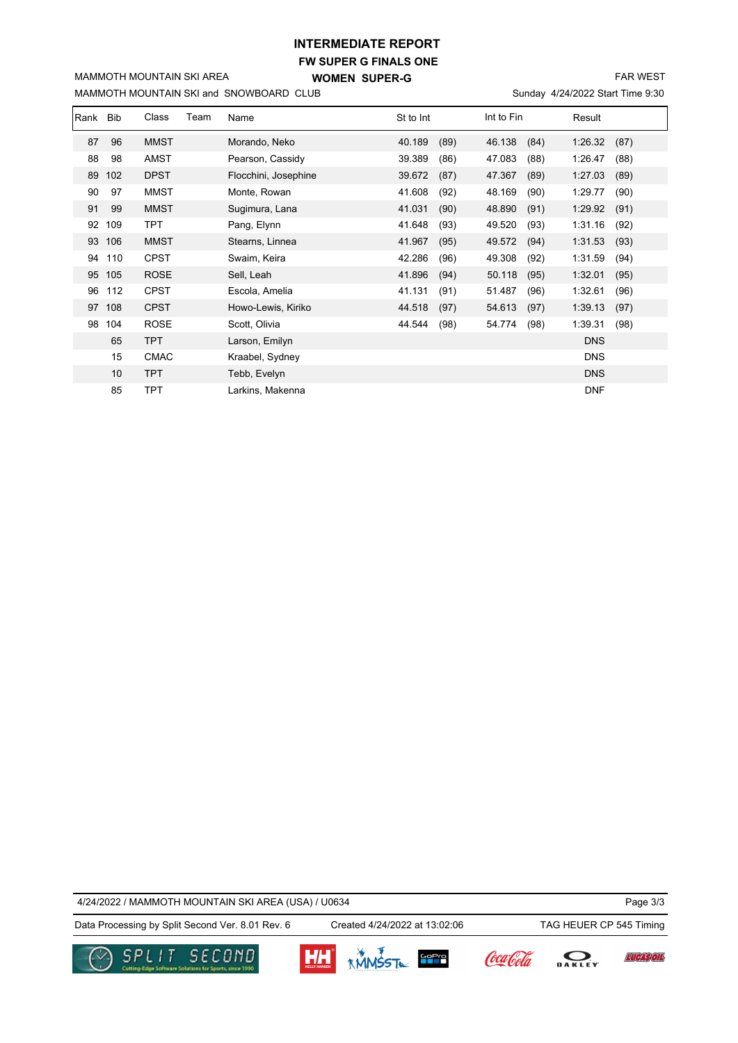# INTERMEDIATE REPORT

## FW SUPER G FINALS ONE

### WOMEN SUPER-G

MAMMOTH MOUNTAIN SKI AREA
MAMMOTH MOUNTAIN SKI and SNOWBOARD CLUB

FAR WEST
Sunday 4/24/2022 Start Time 9:30

| Rank | Bib | Class | Team | Name | St to Int | | Int to Fin | | Result | |
|---|---|---|---|---|---|---|---|---|---|---|
| 87 | 96 | MMST | | Morando, Neko | 40.189 | (89) | 46.138 | (84) | 1:26.32 | (87) |
| 88 | 98 | AMST | | Pearson, Cassidy | 39.389 | (86) | 47.083 | (88) | 1:26.47 | (88) |
| 89 | 102 | DPST | | Flocchini, Josephine | 39.672 | (87) | 47.367 | (89) | 1:27.03 | (89) |
| 90 | 97 | MMST | | Monte, Rowan | 41.608 | (92) | 48.169 | (90) | 1:29.77 | (90) |
| 91 | 99 | MMST | | Sugimura, Lana | 41.031 | (90) | 48.890 | (91) | 1:29.92 | (91) |
| 92 | 109 | TPT | | Pang, Elynn | 41.648 | (93) | 49.520 | (93) | 1:31.16 | (92) |
| 93 | 106 | MMST | | Stearns, Linnea | 41.967 | (95) | 49.572 | (94) | 1:31.53 | (93) |
| 94 | 110 | CPST | | Swaim, Keira | 42.286 | (96) | 49.308 | (92) | 1:31.59 | (94) |
| 95 | 105 | ROSE | | Sell, Leah | 41.896 | (94) | 50.118 | (95) | 1:32.01 | (95) |
| 96 | 112 | CPST | | Escola, Amelia | 41.131 | (91) | 51.487 | (96) | 1:32.61 | (96) |
| 97 | 108 | CPST | | Howo-Lewis, Kiriko | 44.518 | (97) | 54.613 | (97) | 1:39.13 | (97) |
| 98 | 104 | ROSE | | Scott, Olivia | 44.544 | (98) | 54.774 | (98) | 1:39.31 | (98) |
| | 65 | TPT | | Larson, Emilyn | | | | | DNS | |
| | 15 | CMAC | | Kraabel, Sydney | | | | | DNS | |
| | 10 | TPT | | Tebb, Evelyn | | | | | DNS | |
| | 85 | TPT | | Larkins, Makenna | | | | | DNF | |

4/24/2022 / MAMMOTH MOUNTAIN SKI AREA (USA) / U0634

Data Processing by Split Second Ver. 8.01 Rev. 6 — Created 4/24/2022 at 13:02:06 — TAG HEUER CP 545 Timing